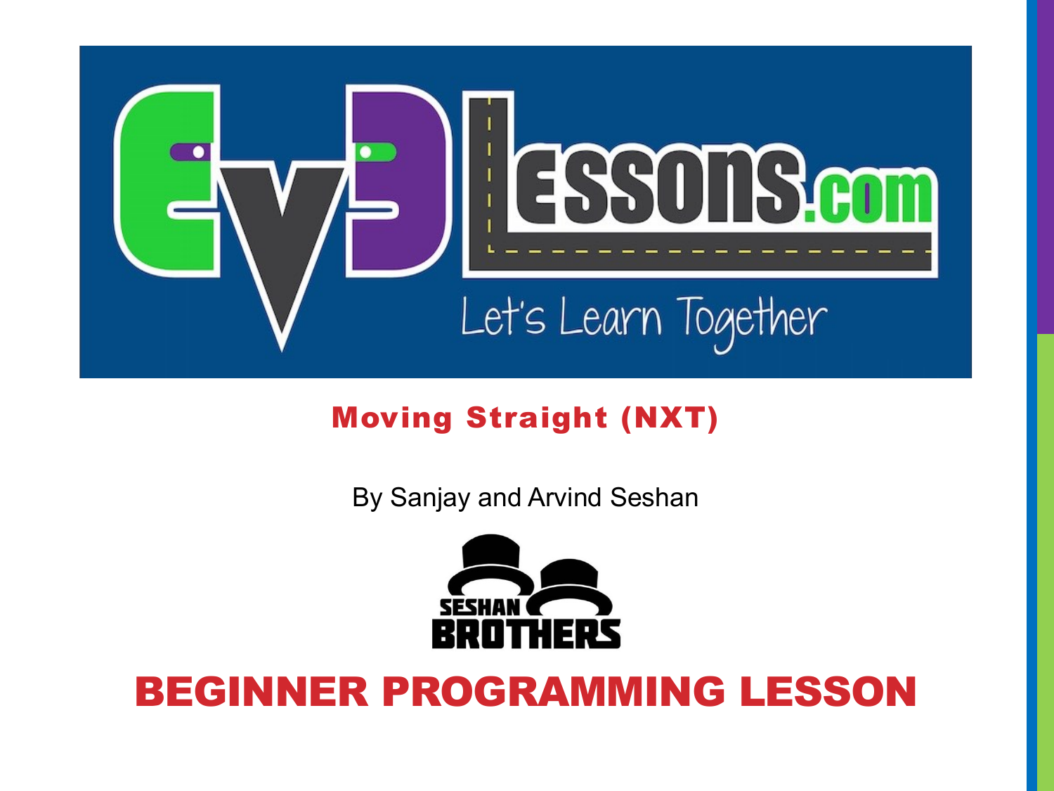## Moving Straight (NXT)

By Sanjay and Arvind Seshan

# BEGINNER PROGRAMMING LESSON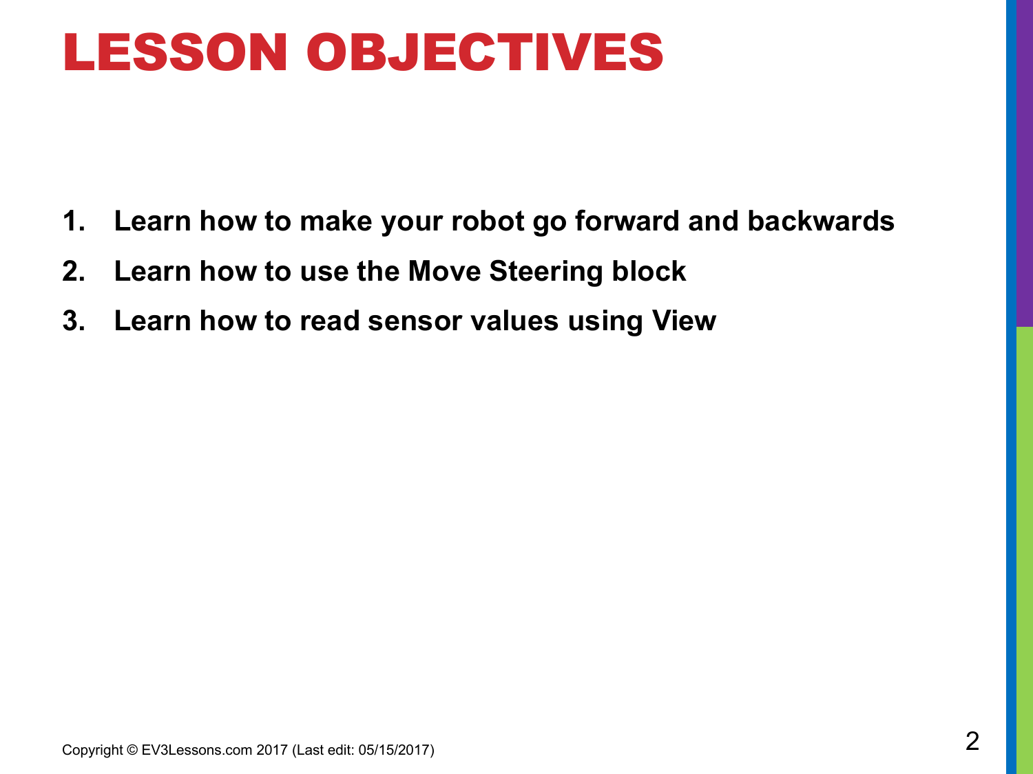# LESSON OBJECTIVES

1. **Learn how to make your robot go forward and backwards**
2. **Learn how to use the Move Steering block**
3. **Learn how to read sensor values using View**

Copyright © EV3Lessons.com 2017 (Last edit: 05/15/2017)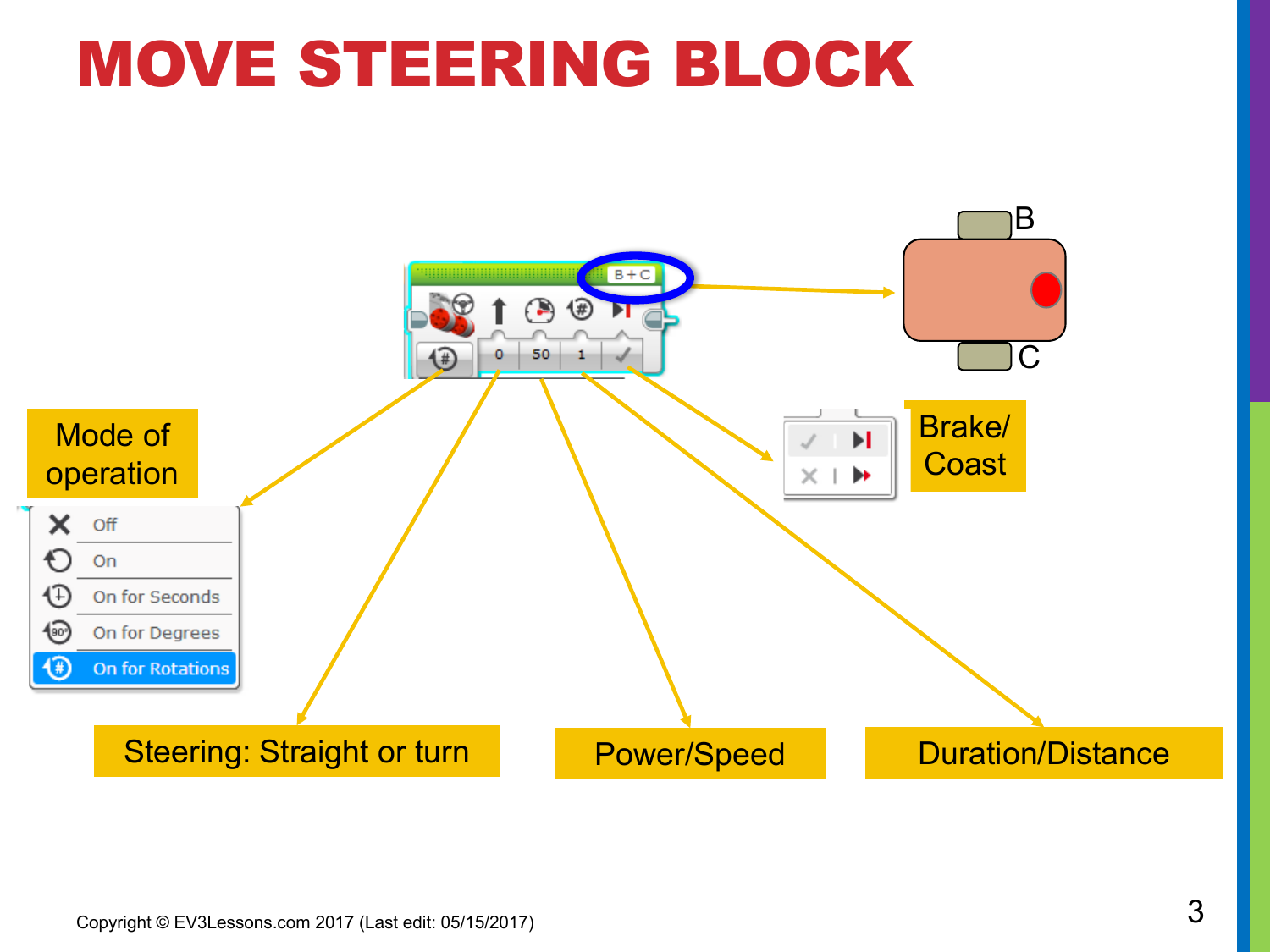# MOVE STEERING BLOCK

B + C

B

C

0 | 50 | 1

Mode of operation

- Off
- On
- On for Seconds
- On for Degrees
- On for Rotations

Brake/ Coast

Steering: Straight or turn

Power/Speed

Duration/Distance

Copyright © EV3Lessons.com 2017 (Last edit: 05/15/2017)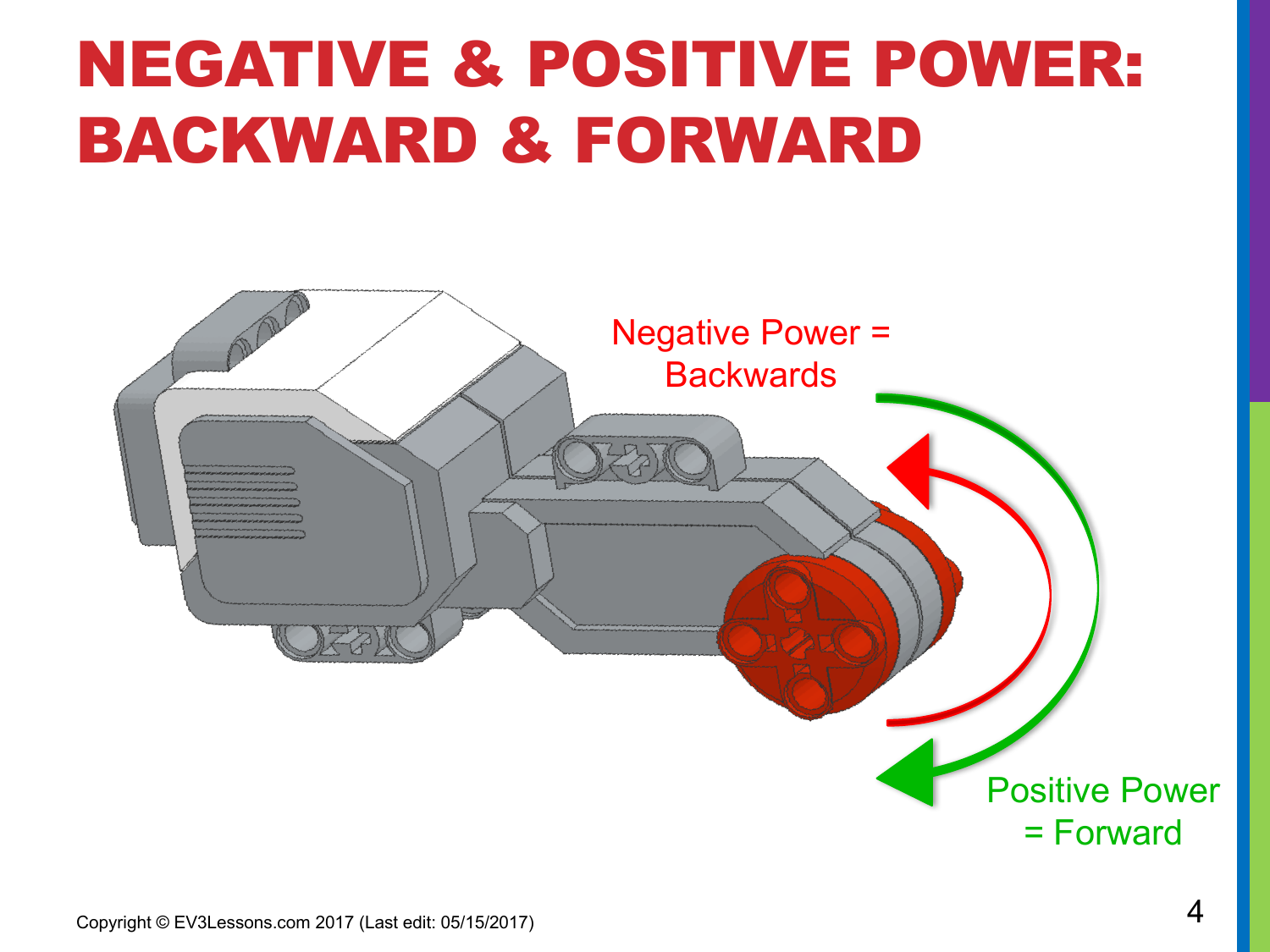# NEGATIVE & POSITIVE POWER: BACKWARD & FORWARD

Negative Power = Backwards

Positive Power = Forward

Copyright © EV3Lessons.com 2017 (Last edit: 05/15/2017)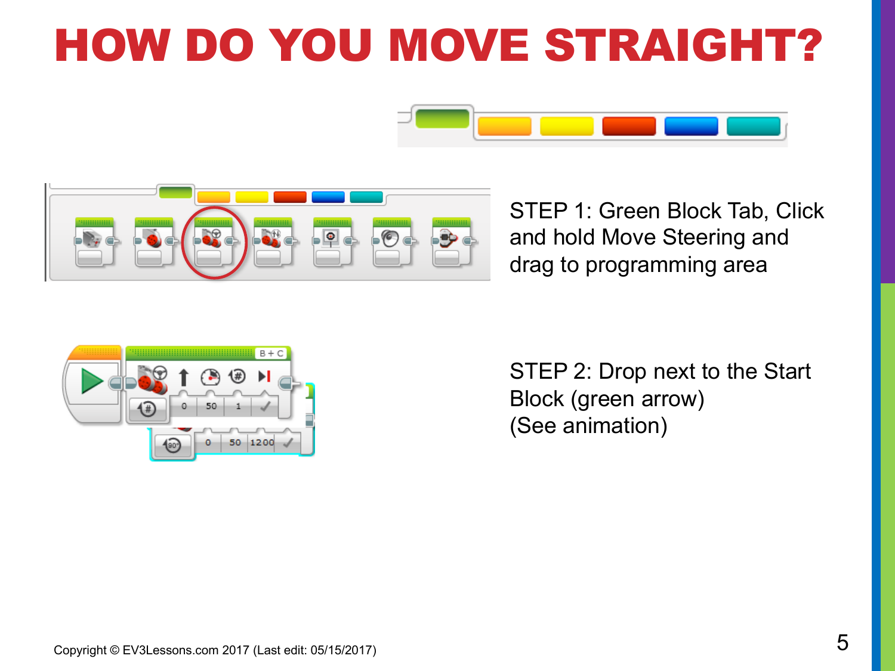# HOW DO YOU MOVE STRAIGHT?

STEP 1: Green Block Tab, Click and hold Move Steering and drag to programming area

STEP 2: Drop next to the Start Block (green arrow) (See animation)

Copyright © EV3Lessons.com 2017 (Last edit: 05/15/2017)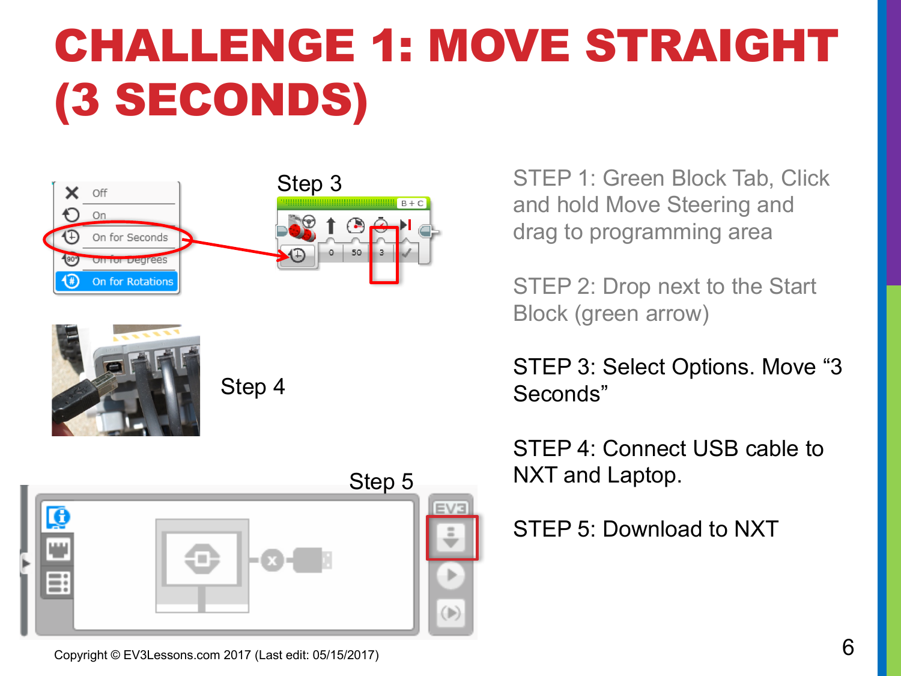# CHALLENGE 1: MOVE STRAIGHT (3 SECONDS)

Step 3

Step 4

Step 5

STEP 1: Green Block Tab, Click and hold Move Steering and drag to programming area

STEP 2: Drop next to the Start Block (green arrow)

STEP 3: Select Options. Move "3 Seconds"

STEP 4: Connect USB cable to NXT and Laptop.

STEP 5: Download to NXT

Copyright © EV3Lessons.com 2017 (Last edit: 05/15/2017)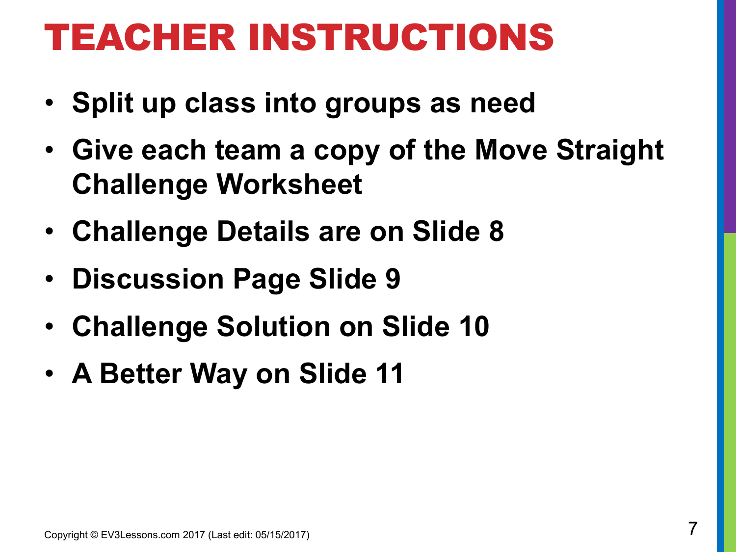# TEACHER INSTRUCTIONS

- **Split up class into groups as need**
- **Give each team a copy of the Move Straight Challenge Worksheet**
- **Challenge Details are on Slide 8**
- **Discussion Page Slide 9**
- **Challenge Solution on Slide 10**
- **A Better Way on Slide 11**

Copyright © EV3Lessons.com 2017 (Last edit: 05/15/2017)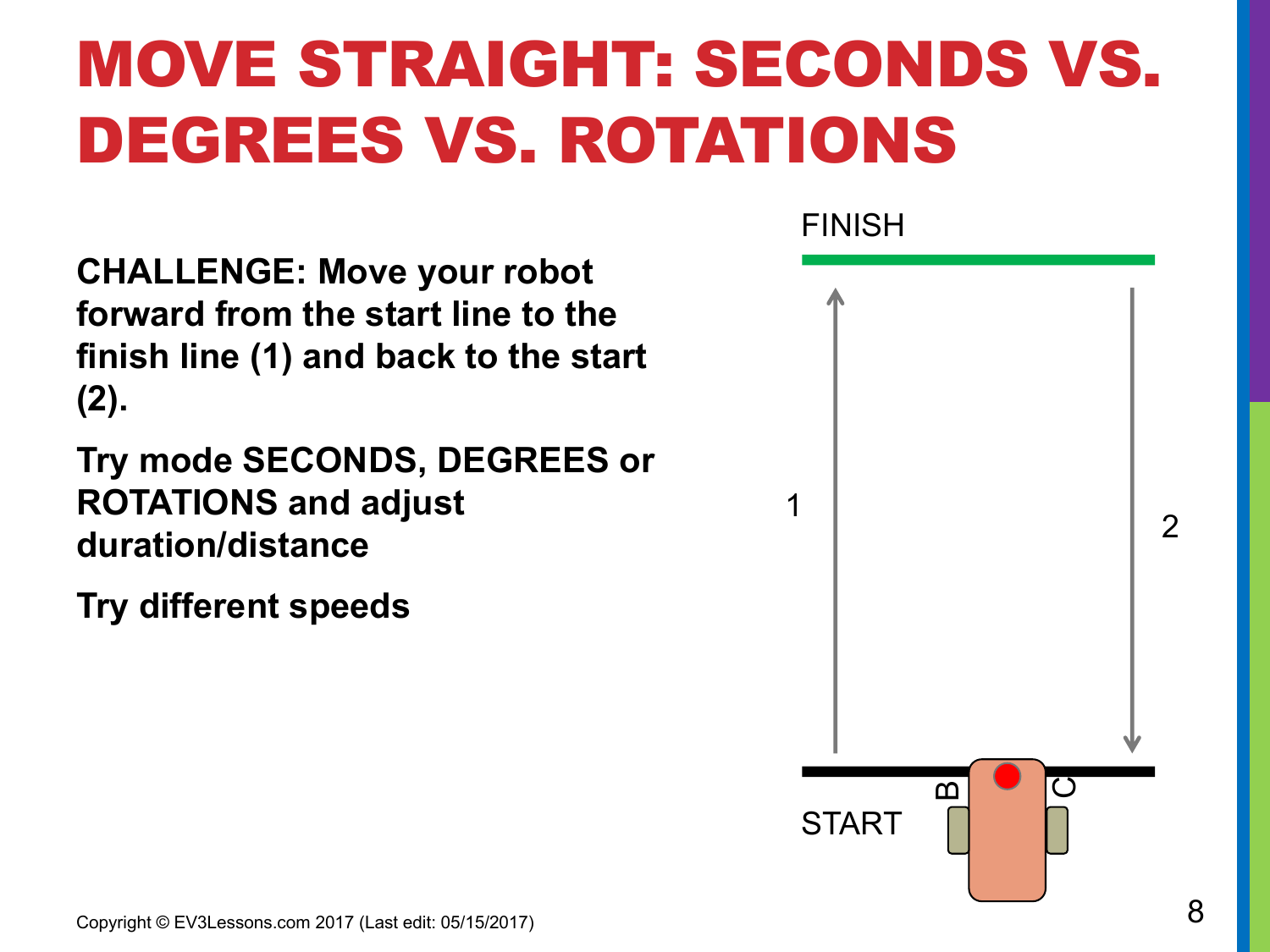# MOVE STRAIGHT: SECONDS VS. DEGREES VS. ROTATIONS

**CHALLENGE: Move your robot forward from the start line to the finish line (1) and back to the start (2).**

**Try mode SECONDS, DEGREES or ROTATIONS and adjust duration/distance**

**Try different speeds**

FINISH

1

2

START

B

C

Copyright © EV3Lessons.com 2017 (Last edit: 05/15/2017)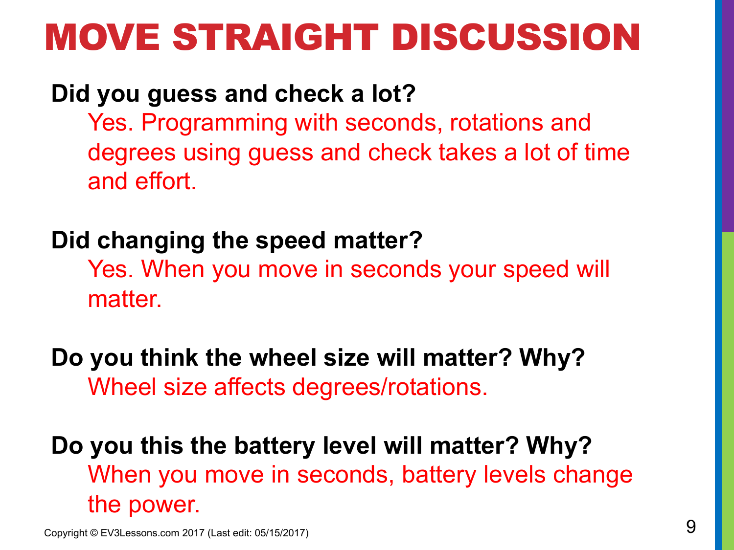# MOVE STRAIGHT DISCUSSION

**Did you guess and check a lot?**

Yes. Programming with seconds, rotations and degrees using guess and check takes a lot of time and effort.

**Did changing the speed matter?**

Yes. When you move in seconds your speed will matter.

**Do you think the wheel size will matter? Why?**

Wheel size affects degrees/rotations.

**Do you this the battery level will matter? Why?**

When you move in seconds, battery levels change the power.

Copyright © EV3Lessons.com 2017 (Last edit: 05/15/2017)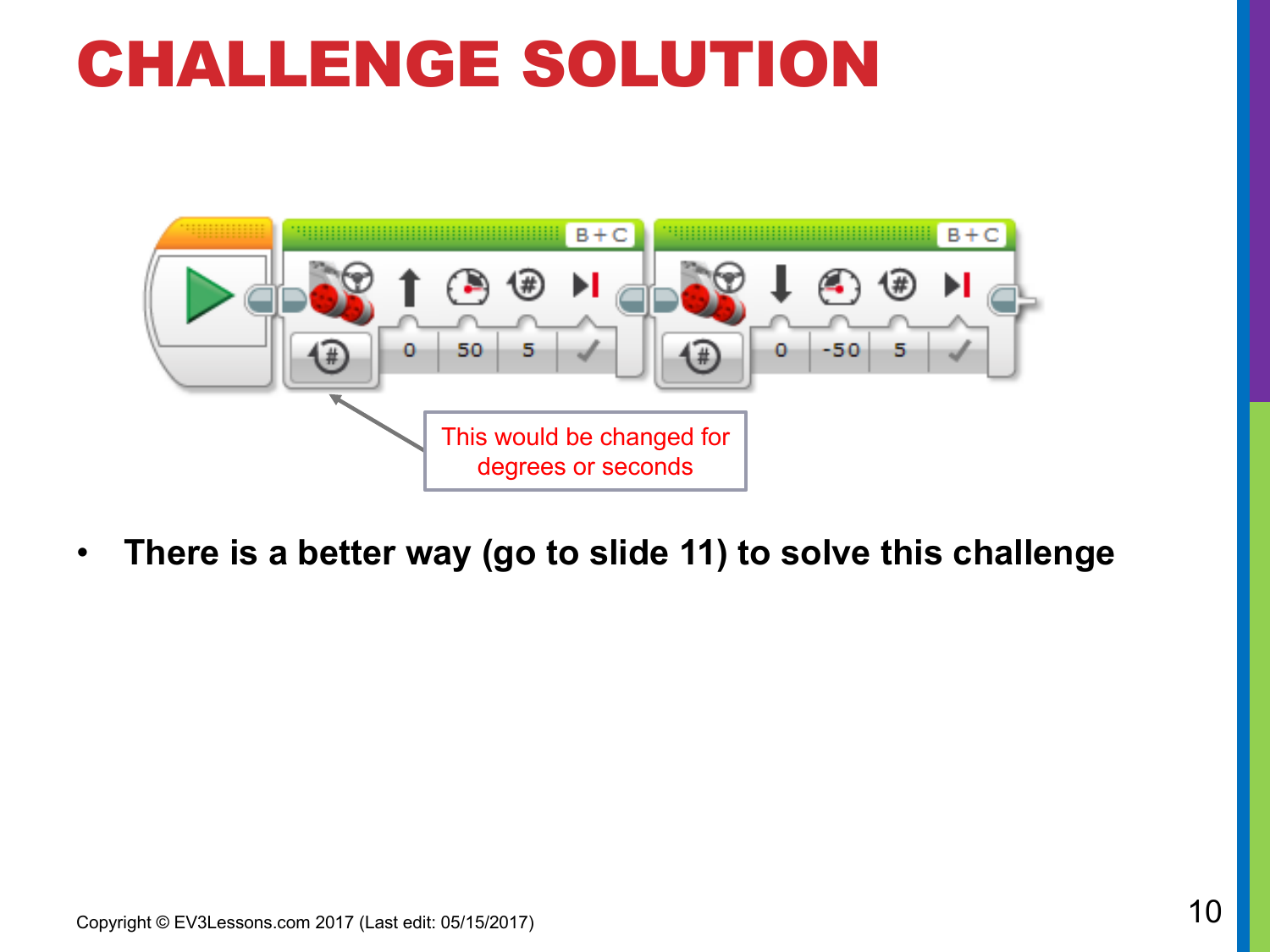# CHALLENGE SOLUTION

This would be changed for degrees or seconds

- **There is a better way (go to slide 11) to solve this challenge**

Copyright © EV3Lessons.com 2017 (Last edit: 05/15/2017)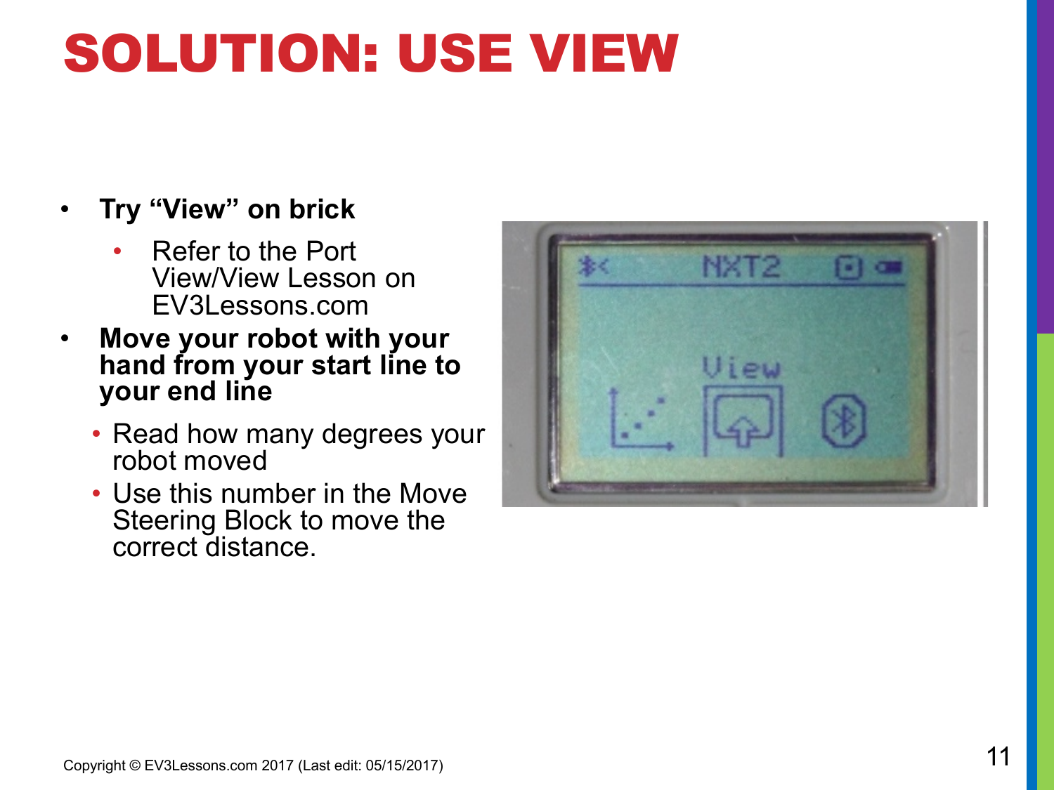# SOLUTION: USE VIEW

- **Try "View" on brick**
  - Refer to the Port View/View Lesson on EV3Lessons.com
- **Move your robot with your hand from your start line to your end line**
  - Read how many degrees your robot moved
  - Use this number in the Move Steering Block to move the correct distance.

Copyright © EV3Lessons.com 2017 (Last edit: 05/15/2017)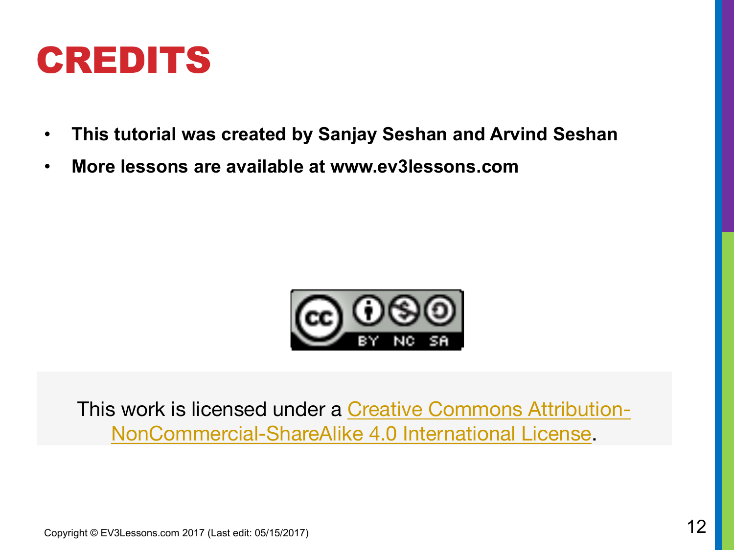# CREDITS

- **This tutorial was created by Sanjay Seshan and Arvind Seshan**
- **More lessons are available at www.ev3lessons.com**

This work is licensed under a Creative Commons Attribution-NonCommercial-ShareAlike 4.0 International License.

Copyright © EV3Lessons.com 2017 (Last edit: 05/15/2017)